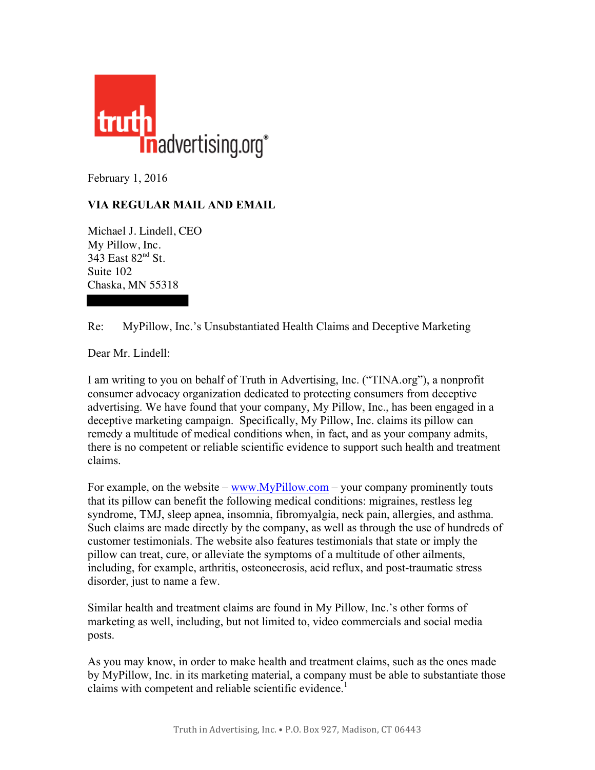truth in advertising.org®

February 1, 2016

**VIA REGULAR MAIL AND EMAIL**

Michael J. Lindell, CEO
My Pillow, Inc.
343 East 82nd St.
Suite 102
Chaska, MN 55318

Re: MyPillow, Inc.'s Unsubstantiated Health Claims and Deceptive Marketing

Dear Mr. Lindell:

I am writing to you on behalf of Truth in Advertising, Inc. ("TINA.org"), a nonprofit consumer advocacy organization dedicated to protecting consumers from deceptive advertising. We have found that your company, My Pillow, Inc., has been engaged in a deceptive marketing campaign. Specifically, My Pillow, Inc. claims its pillow can remedy a multitude of medical conditions when, in fact, and as your company admits, there is no competent or reliable scientific evidence to support such health and treatment claims.

For example, on the website – www.MyPillow.com – your company prominently touts that its pillow can benefit the following medical conditions: migraines, restless leg syndrome, TMJ, sleep apnea, insomnia, fibromyalgia, neck pain, allergies, and asthma. Such claims are made directly by the company, as well as through the use of hundreds of customer testimonials. The website also features testimonials that state or imply the pillow can treat, cure, or alleviate the symptoms of a multitude of other ailments, including, for example, arthritis, osteonecrosis, acid reflux, and post-traumatic stress disorder, just to name a few.

Similar health and treatment claims are found in My Pillow, Inc.'s other forms of marketing as well, including, but not limited to, video commercials and social media posts.

As you may know, in order to make health and treatment claims, such as the ones made by MyPillow, Inc. in its marketing material, a company must be able to substantiate those claims with competent and reliable scientific evidence.[1]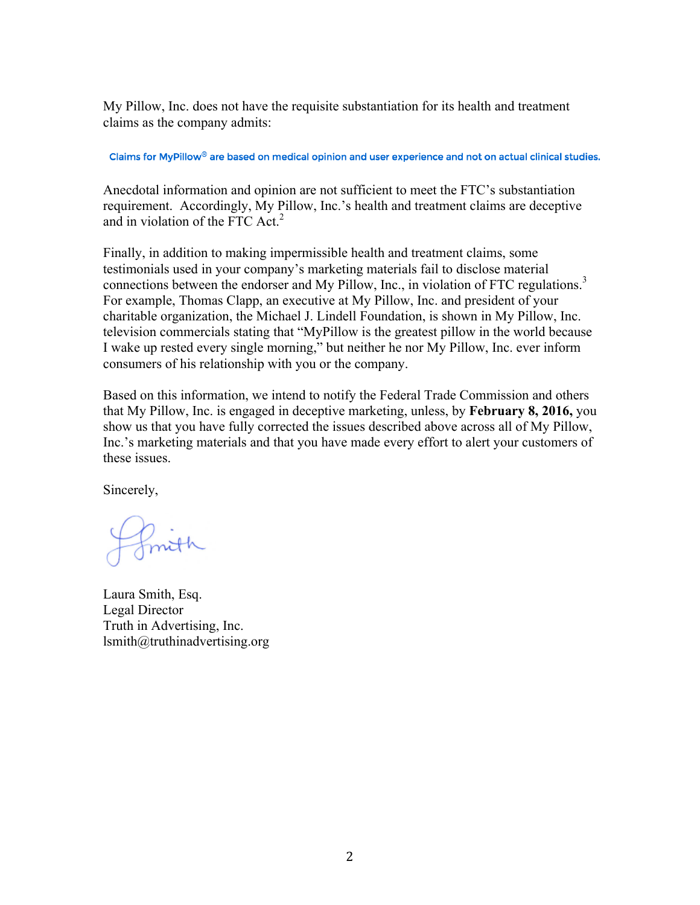My Pillow, Inc. does not have the requisite substantiation for its health and treatment claims as the company admits:

> Claims for MyPillow® are based on medical opinion and user experience and not on actual clinical studies.

Anecdotal information and opinion are not sufficient to meet the FTC's substantiation requirement. Accordingly, My Pillow, Inc.'s health and treatment claims are deceptive and in violation of the FTC Act.[2]

Finally, in addition to making impermissible health and treatment claims, some testimonials used in your company's marketing materials fail to disclose material connections between the endorser and My Pillow, Inc., in violation of FTC regulations.[3] For example, Thomas Clapp, an executive at My Pillow, Inc. and president of your charitable organization, the Michael J. Lindell Foundation, is shown in My Pillow, Inc. television commercials stating that "MyPillow is the greatest pillow in the world because I wake up rested every single morning," but neither he nor My Pillow, Inc. ever inform consumers of his relationship with you or the company.

Based on this information, we intend to notify the Federal Trade Commission and others that My Pillow, Inc. is engaged in deceptive marketing, unless, by **February 8, 2016,** you show us that you have fully corrected the issues described above across all of My Pillow, Inc.'s marketing materials and that you have made every effort to alert your customers of these issues.

Sincerely,

Laura Smith, Esq.
Legal Director
Truth in Advertising, Inc.
lsmith@truthinadvertising.org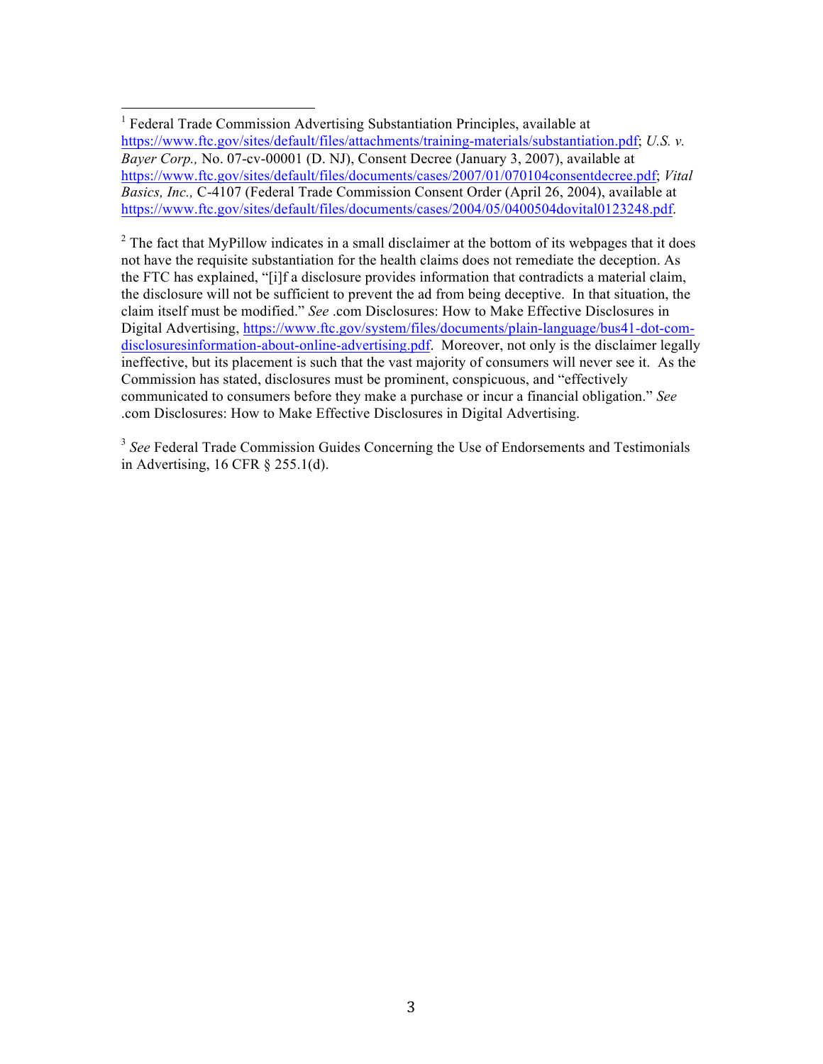[1] Federal Trade Commission Advertising Substantiation Principles, available at https://www.ftc.gov/sites/default/files/attachments/training-materials/substantiation.pdf; *U.S. v. Bayer Corp.,* No. 07-cv-00001 (D. NJ), Consent Decree (January 3, 2007), available at https://www.ftc.gov/sites/default/files/documents/cases/2007/01/070104consentdecree.pdf; *Vital Basics, Inc.,* C-4107 (Federal Trade Commission Consent Order (April 26, 2004), available at https://www.ftc.gov/sites/default/files/documents/cases/2004/05/0400504dovital0123248.pdf.

[2] The fact that MyPillow indicates in a small disclaimer at the bottom of its webpages that it does not have the requisite substantiation for the health claims does not remediate the deception. As the FTC has explained, "[i]f a disclosure provides information that contradicts a material claim, the disclosure will not be sufficient to prevent the ad from being deceptive. In that situation, the claim itself must be modified." *See* .com Disclosures: How to Make Effective Disclosures in Digital Advertising, https://www.ftc.gov/system/files/documents/plain-language/bus41-dot-com-disclosuresinformation-about-online-advertising.pdf. Moreover, not only is the disclaimer legally ineffective, but its placement is such that the vast majority of consumers will never see it. As the Commission has stated, disclosures must be prominent, conspicuous, and "effectively communicated to consumers before they make a purchase or incur a financial obligation." *See* .com Disclosures: How to Make Effective Disclosures in Digital Advertising.

[3] *See* Federal Trade Commission Guides Concerning the Use of Endorsements and Testimonials in Advertising, 16 CFR § 255.1(d).